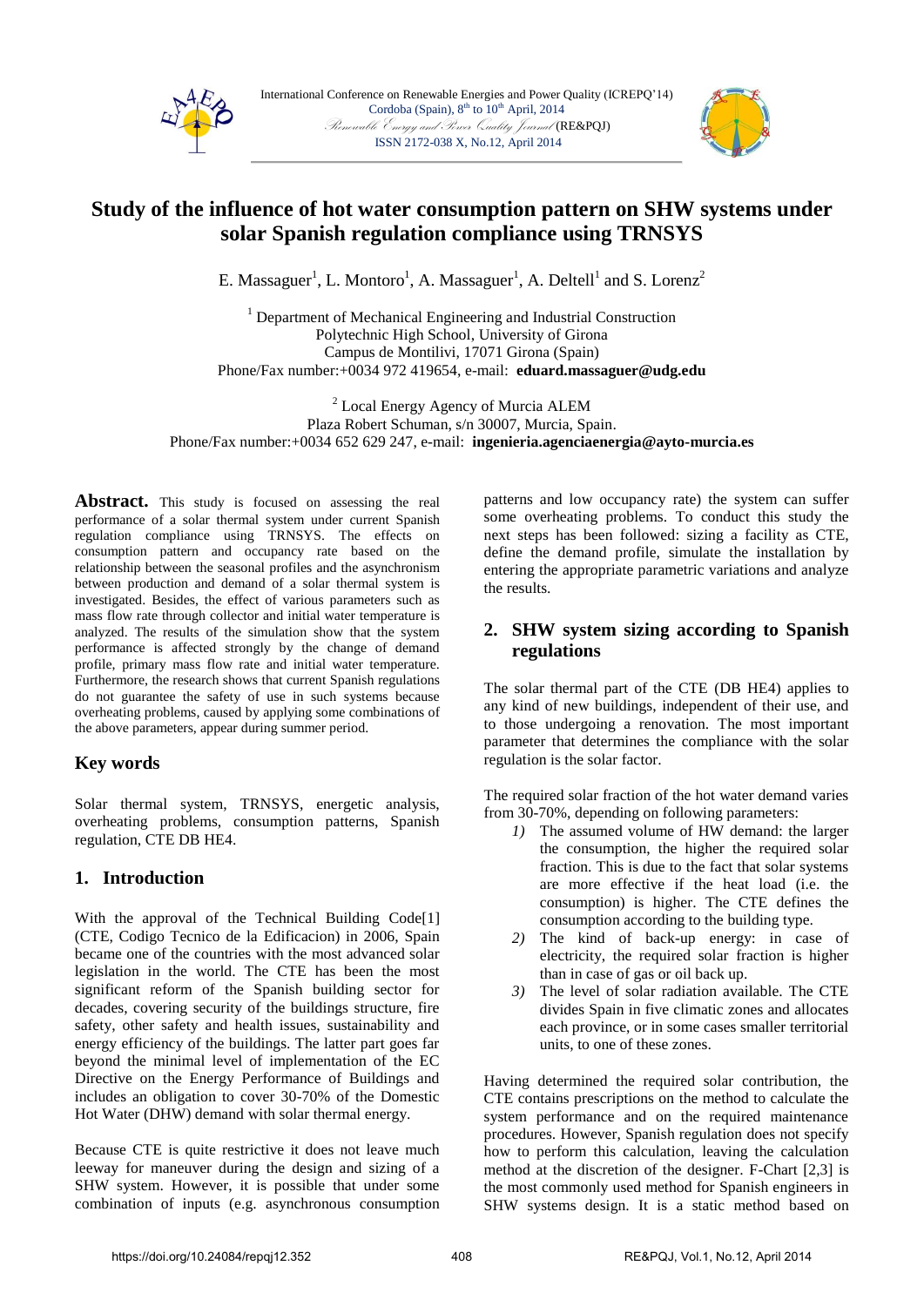# Study of the influence of hot water consumption pattern on SHW systems under solar Spanish regulation compliance using TRNSYS

E. Massaguer[1], L. Montoro[1], A. Massaguer[1], A. Deltell[1] and S. Lorenz[2]

[1] Department of Mechanical Engineering and Industrial Construction
Polytechnic High School, University of Girona
Campus de Montilivi, 17071 Girona (Spain)
Phone/Fax number:+0034 972 419654, e-mail: **eduard.massaguer@udg.edu**

[2] Local Energy Agency of Murcia ALEM
Plaza Robert Schuman, s/n 30007, Murcia, Spain.
Phone/Fax number:+0034 652 629 247, e-mail: **ingenieria.agenciaenergia@ayto-murcia.es**

**Abstract.** This study is focused on assessing the real performance of a solar thermal system under current Spanish regulation compliance using TRNSYS. The effects on consumption pattern and occupancy rate based on the relationship between the seasonal profiles and the asynchronism between production and demand of a solar thermal system is investigated. Besides, the effect of various parameters such as mass flow rate through collector and initial water temperature is analyzed. The results of the simulation show that the system performance is affected strongly by the change of demand profile, primary mass flow rate and initial water temperature. Furthermore, the research shows that current Spanish regulations do not guarantee the safety of use in such systems because overheating problems, caused by applying some combinations of the above parameters, appear during summer period.

## Key words

Solar thermal system, TRNSYS, energetic analysis, overheating problems, consumption patterns, Spanish regulation, CTE DB HE4.

## 1. Introduction

With the approval of the Technical Building Code[1] (CTE, Codigo Tecnico de la Edificacion) in 2006, Spain became one of the countries with the most advanced solar legislation in the world. The CTE has been the most significant reform of the Spanish building sector for decades, covering security of the buildings structure, fire safety, other safety and health issues, sustainability and energy efficiency of the buildings. The latter part goes far beyond the minimal level of implementation of the EC Directive on the Energy Performance of Buildings and includes an obligation to cover 30-70% of the Domestic Hot Water (DHW) demand with solar thermal energy.

Because CTE is quite restrictive it does not leave much leeway for maneuver during the design and sizing of a SHW system. However, it is possible that under some combination of inputs (e.g. asynchronous consumption patterns and low occupancy rate) the system can suffer some overheating problems. To conduct this study the next steps has been followed: sizing a facility as CTE, define the demand profile, simulate the installation by entering the appropriate parametric variations and analyze the results.

## 2. SHW system sizing according to Spanish regulations

The solar thermal part of the CTE (DB HE4) applies to any kind of new buildings, independent of their use, and to those undergoing a renovation. The most important parameter that determines the compliance with the solar regulation is the solar factor.

The required solar fraction of the hot water demand varies from 30-70%, depending on following parameters:

1) The assumed volume of HW demand: the larger the consumption, the higher the required solar fraction. This is due to the fact that solar systems are more effective if the heat load (i.e. the consumption) is higher. The CTE defines the consumption according to the building type.
2) The kind of back-up energy: in case of electricity, the required solar fraction is higher than in case of gas or oil back up.
3) The level of solar radiation available. The CTE divides Spain in five climatic zones and allocates each province, or in some cases smaller territorial units, to one of these zones.

Having determined the required solar contribution, the CTE contains prescriptions on the method to calculate the system performance and on the required maintenance procedures. However, Spanish regulation does not specify how to perform this calculation, leaving the calculation method at the discretion of the designer. F-Chart [2,3] is the most commonly used method for Spanish engineers in SHW systems design. It is a static method based on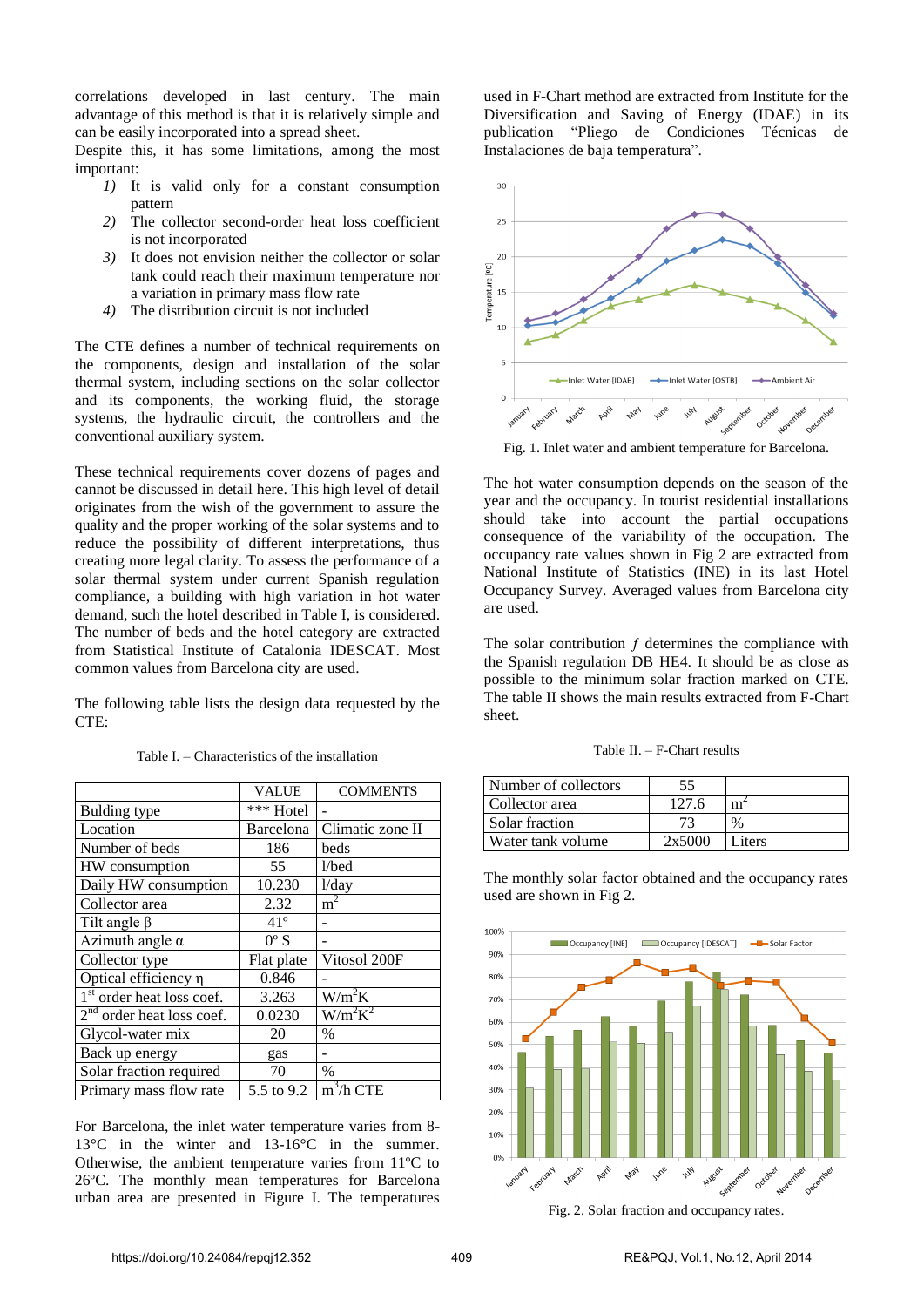correlations developed in last century. The main advantage of this method is that it is relatively simple and can be easily incorporated into a spread sheet.

Despite this, it has some limitations, among the most important:

1) It is valid only for a constant consumption pattern
2) The collector second-order heat loss coefficient is not incorporated
3) It does not envision neither the collector or solar tank could reach their maximum temperature nor a variation in primary mass flow rate
4) The distribution circuit is not included

The CTE defines a number of technical requirements on the components, design and installation of the solar thermal system, including sections on the solar collector and its components, the working fluid, the storage systems, the hydraulic circuit, the controllers and the conventional auxiliary system.

These technical requirements cover dozens of pages and cannot be discussed in detail here. This high level of detail originates from the wish of the government to assure the quality and the proper working of the solar systems and to reduce the possibility of different interpretations, thus creating more legal clarity. To assess the performance of a solar thermal system under current Spanish regulation compliance, a building with high variation in hot water demand, such the hotel described in Table I, is considered. The number of beds and the hotel category are extracted from Statistical Institute of Catalonia IDESCAT. Most common values from Barcelona city are used.

The following table lists the design data requested by the CTE:

Table I. – Characteristics of the installation

| | VALUE | COMMENTS |
|---|---|---|
| Bulding type | *** Hotel | - |
| Location | Barcelona | Climatic zone II |
| Number of beds | 186 | beds |
| HW consumption | 55 | l/bed |
| Daily HW consumption | 10.230 | l/day |
| Collector area | 2.32 | $m^2$ |
| Tilt angle β | 41º | - |
| Azimuth angle α | 0º S | - |
| Collector type | Flat plate | Vitosol 200F |
| Optical efficiency η | 0.846 | - |
| 1st order heat loss coef. | 3.263 | $W/m^2K$ |
| 2nd order heat loss coef. | 0.0230 | $W/m^2K^2$ |
| Glycol-water mix | 20 | % |
| Back up energy | gas | - |
| Solar fraction required | 70 | % |
| Primary mass flow rate | 5.5 to 9.2 | $m^3$/h CTE |

For Barcelona, the inlet water temperature varies from 8-13°C in the winter and 13-16°C in the summer. Otherwise, the ambient temperature varies from 11ºC to 26ºC. The monthly mean temperatures for Barcelona urban area are presented in Figure I. The temperatures used in F-Chart method are extracted from Institute for the Diversification and Saving of Energy (IDAE) in its publication "Pliego de Condiciones Técnicas de Instalaciones de baja temperatura".

Fig. 1. Inlet water and ambient temperature for Barcelona.

The hot water consumption depends on the season of the year and the occupancy. In tourist residential installations should take into account the partial occupations consequence of the variability of the occupation. The occupancy rate values shown in Fig 2 are extracted from National Institute of Statistics (INE) in its last Hotel Occupancy Survey. Averaged values from Barcelona city are used.

The solar contribution *f* determines the compliance with the Spanish regulation DB HE4. It should be as close as possible to the minimum solar fraction marked on CTE. The table II shows the main results extracted from F-Chart sheet.

Table II. – F-Chart results

| | | |
|---|---|---|
| Number of collectors | 55 | |
| Collector area | 127.6 | $m^2$ |
| Solar fraction | 73 | % |
| Water tank volume | 2x5000 | Liters |

The monthly solar factor obtained and the occupancy rates used are shown in Fig 2.

Fig. 2. Solar fraction and occupancy rates.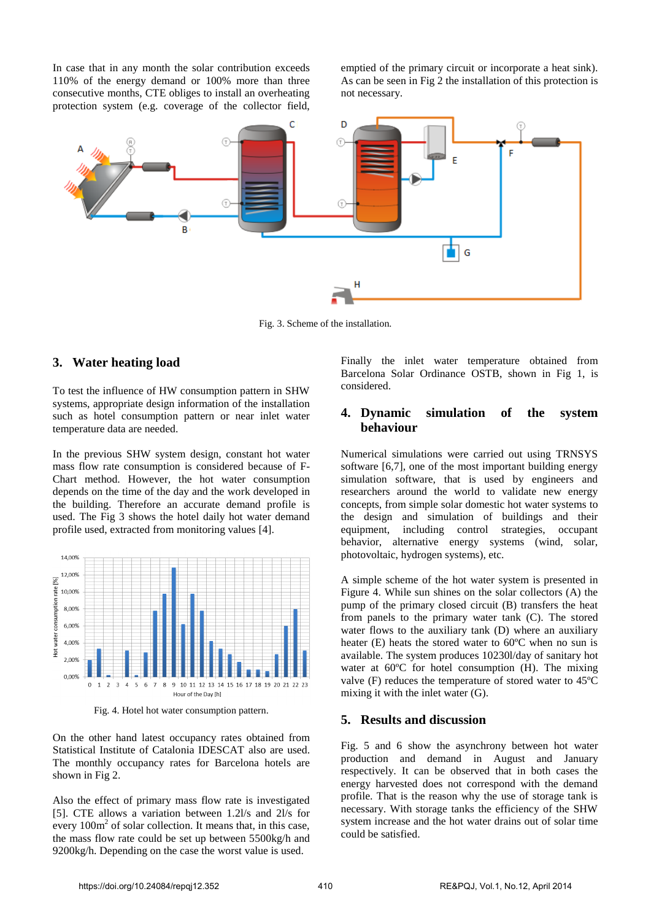In case that in any month the solar contribution exceeds 110% of the energy demand or 100% more than three consecutive months, CTE obliges to install an overheating protection system (e.g. coverage of the collector field, emptied of the primary circuit or incorporate a heat sink). As can be seen in Fig 2 the installation of this protection is not necessary.

Fig. 3. Scheme of the installation.

## 3. Water heating load

To test the influence of HW consumption pattern in SHW systems, appropriate design information of the installation such as hotel consumption pattern or near inlet water temperature data are needed.

In the previous SHW system design, constant hot water mass flow rate consumption is considered because of F-Chart method. However, the hot water consumption depends on the time of the day and the work developed in the building. Therefore an accurate demand profile is used. The Fig 3 shows the hotel daily hot water demand profile used, extracted from monitoring values [4].

Fig. 4. Hotel hot water consumption pattern.

On the other hand latest occupancy rates obtained from Statistical Institute of Catalonia IDESCAT also are used. The monthly occupancy rates for Barcelona hotels are shown in Fig 2.

Also the effect of primary mass flow rate is investigated [5]. CTE allows a variation between 1.2l/s and 2l/s for every 100m$^2$ of solar collection. It means that, in this case, the mass flow rate could be set up between 5500kg/h and 9200kg/h. Depending on the case the worst value is used.

Finally the inlet water temperature obtained from Barcelona Solar Ordinance OSTB, shown in Fig 1, is considered.

## 4. Dynamic simulation of the system behaviour

Numerical simulations were carried out using TRNSYS software [6,7], one of the most important building energy simulation software, that is used by engineers and researchers around the world to validate new energy concepts, from simple solar domestic hot water systems to the design and simulation of buildings and their equipment, including control strategies, occupant behavior, alternative energy systems (wind, solar, photovoltaic, hydrogen systems), etc.

A simple scheme of the hot water system is presented in Figure 4. While sun shines on the solar collectors (A) the pump of the primary closed circuit (B) transfers the heat from panels to the primary water tank (C). The stored water flows to the auxiliary tank (D) where an auxiliary heater (E) heats the stored water to 60ºC when no sun is available. The system produces 10230l/day of sanitary hot water at 60ºC for hotel consumption (H). The mixing valve (F) reduces the temperature of stored water to 45ºC mixing it with the inlet water (G).

## 5. Results and discussion

Fig. 5 and 6 show the asynchrony between hot water production and demand in August and January respectively. It can be observed that in both cases the energy harvested does not correspond with the demand profile. That is the reason why the use of storage tank is necessary. With storage tanks the efficiency of the SHW system increase and the hot water drains out of solar time could be satisfied.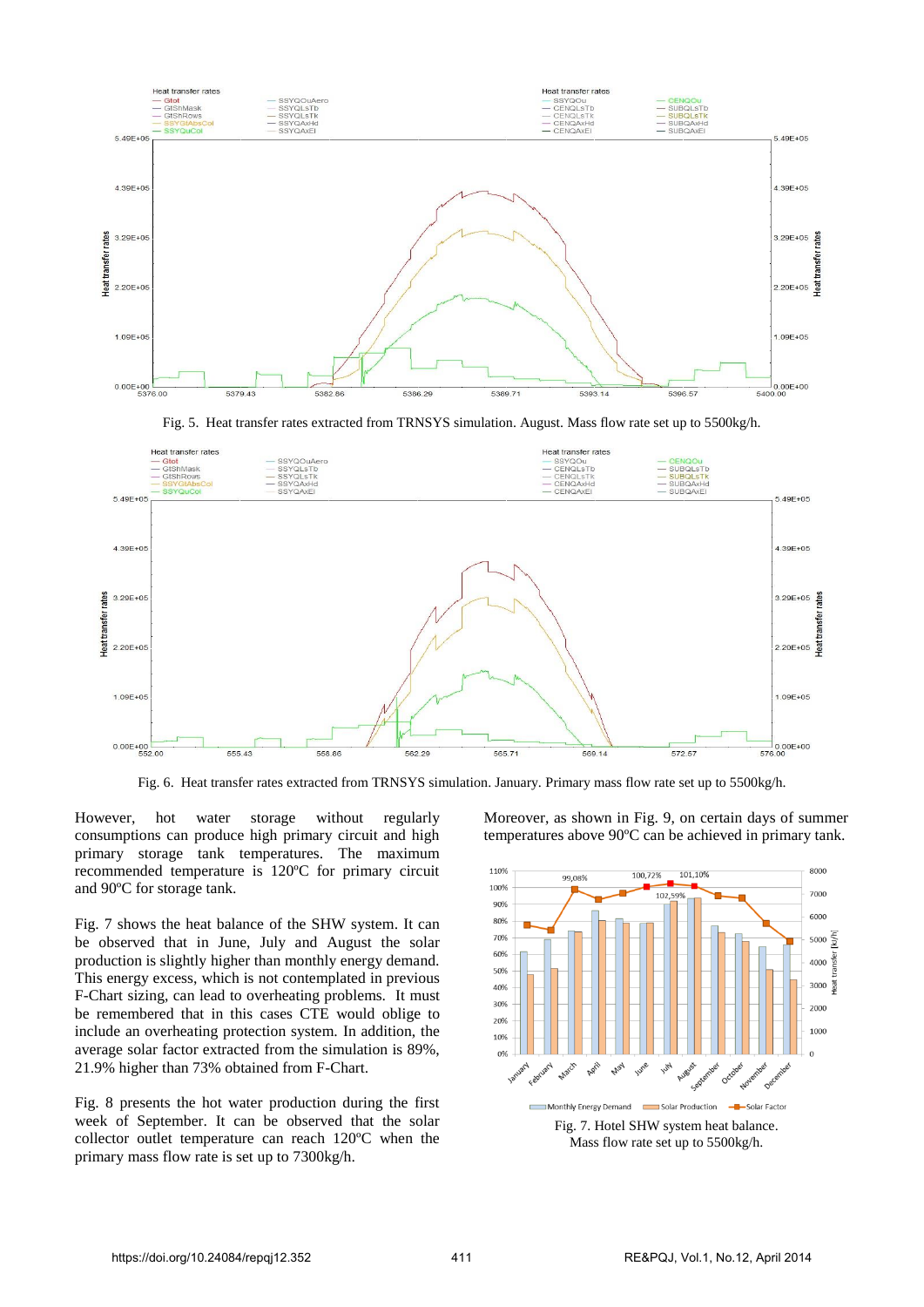Fig. 5. Heat transfer rates extracted from TRNSYS simulation. August. Mass flow rate set up to 5500kg/h.

Fig. 6. Heat transfer rates extracted from TRNSYS simulation. January. Primary mass flow rate set up to 5500kg/h.

However, hot water storage without regularly consumptions can produce high primary circuit and high primary storage tank temperatures. The maximum recommended temperature is 120ºC for primary circuit and 90ºC for storage tank.

Fig. 7 shows the heat balance of the SHW system. It can be observed that in June, July and August the solar production is slightly higher than monthly energy demand. This energy excess, which is not contemplated in previous F-Chart sizing, can lead to overheating problems. It must be remembered that in this cases CTE would oblige to include an overheating protection system. In addition, the average solar factor extracted from the simulation is 89%, 21.9% higher than 73% obtained from F-Chart.

Fig. 8 presents the hot water production during the first week of September. It can be observed that the solar collector outlet temperature can reach 120ºC when the primary mass flow rate is set up to 7300kg/h.

Moreover, as shown in Fig. 9, on certain days of summer temperatures above 90ºC can be achieved in primary tank.

Fig. 7. Hotel SHW system heat balance. Mass flow rate set up to 5500kg/h.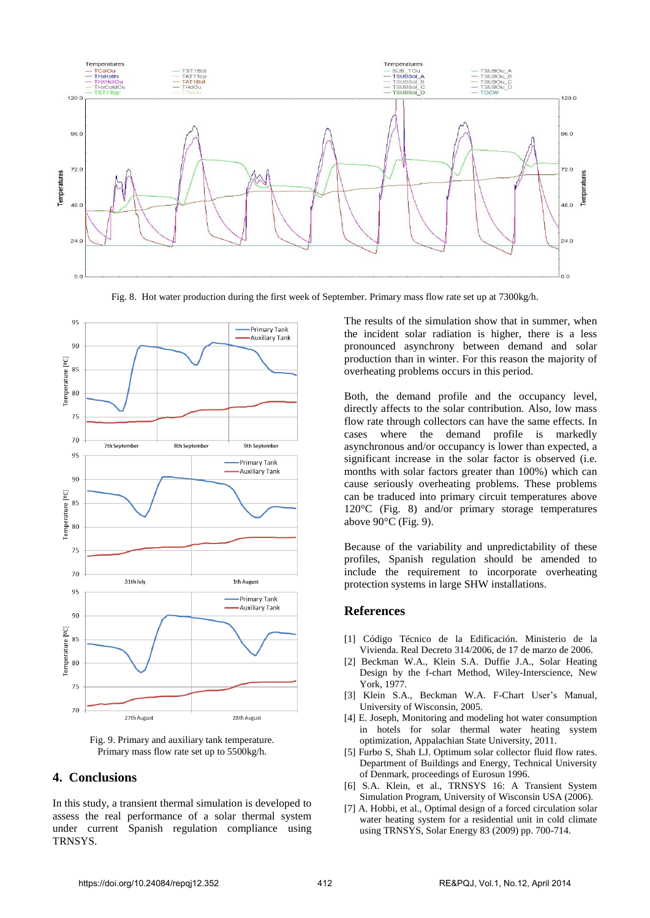Temperatures

— TColOu
— THxHotIn
— THXHotOu
— ThxColdOu
— TST1Top
— TST1Bot
— TAT1Top
— TAT1Bot
— THdOu
— TTvOu

Temperatures

— SUB_TOu
— TSUBSol_A
— TSUBSol_B
— TSUBSol_C
— TSUBSol_D
— TSUBOu_A
— TSUBOu_B
— TSUBOu_C
— TSUBOu_D
— TDCW

Temperatures

120.0
96.0
72.0
48.0
24.0
0.0

Fig. 8. Hot water production during the first week of September. Primary mass flow rate set up at 7300kg/h.

Temperature [ºC]

95
90
85
80
75
70

Primary Tank
Auxiliary Tank

7th September
8th September
9th September
31th July
1th August
27th August
28th August

Fig. 9. Primary and auxiliary tank temperature. Primary mass flow rate set up to 5500kg/h.

## 4. Conclusions

In this study, a transient thermal simulation is developed to assess the real performance of a solar thermal system under current Spanish regulation compliance using TRNSYS.

The results of the simulation show that in summer, when the incident solar radiation is higher, there is a less pronounced asynchrony between demand and solar production than in winter. For this reason the majority of overheating problems occurs in this period.

Both, the demand profile and the occupancy level, directly affects to the solar contribution. Also, low mass flow rate through collectors can have the same effects. In cases where the demand profile is markedly asynchronous and/or occupancy is lower than expected, a significant increase in the solar factor is observed (i.e. months with solar factors greater than 100%) which can cause seriously overheating problems. These problems can be traduced into primary circuit temperatures above 120°C (Fig. 8) and/or primary storage temperatures above 90°C (Fig. 9).

Because of the variability and unpredictability of these profiles, Spanish regulation should be amended to include the requirement to incorporate overheating protection systems in large SHW installations.

## References

[1] Código Técnico de la Edificación. Ministerio de la Vivienda. Real Decreto 314/2006, de 17 de marzo de 2006.

[2] Beckman W.A., Klein S.A. Duffie J.A., Solar Heating Design by the f-chart Method, Wiley-Interscience, New York, 1977.

[3] Klein S.A., Beckman W.A. F-Chart User's Manual, University of Wisconsin, 2005.

[4] E. Joseph, Monitoring and modeling hot water consumption in hotels for solar thermal water heating system optimization, Appalachian State University, 2011.

[5] Furbo S, Shah LJ. Optimum solar collector fluid flow rates. Department of Buildings and Energy, Technical University of Denmark, proceedings of Eurosun 1996.

[6] S.A. Klein, et al., TRNSYS 16: A Transient System Simulation Program, University of Wisconsin USA (2006).

[7] A. Hobbi, et al., Optimal design of a forced circulation solar water heating system for a residential unit in cold climate using TRNSYS, Solar Energy 83 (2009) pp. 700-714.